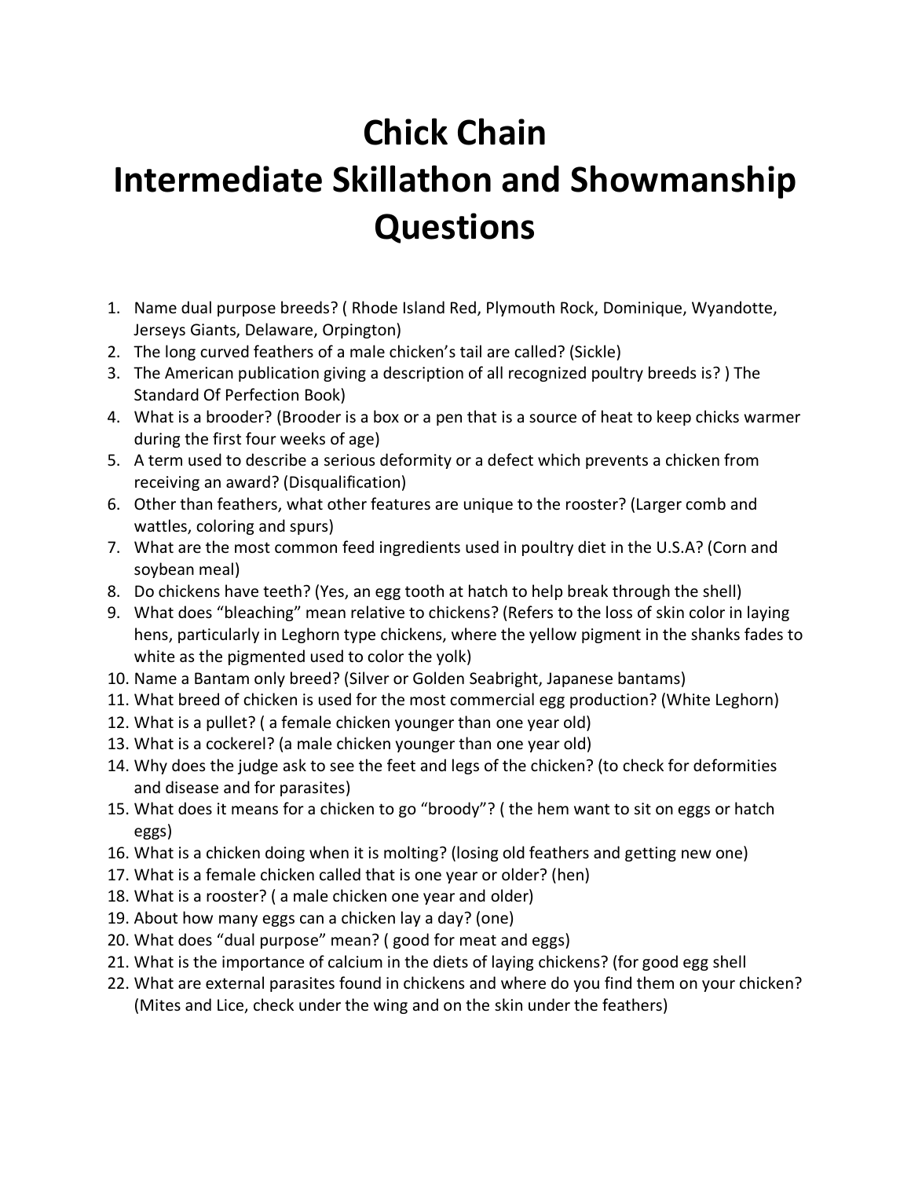# Chick Chain
# Intermediate Skillathon and Showmanship Questions

1. Name dual purpose breeds? ( Rhode Island Red, Plymouth Rock, Dominique, Wyandotte, Jerseys Giants, Delaware, Orpington)
2. The long curved feathers of a male chicken's tail are called? (Sickle)
3. The American publication giving a description of all recognized poultry breeds is? ) The Standard Of Perfection Book)
4. What is a brooder? (Brooder is a box or a pen that is a source of heat to keep chicks warmer during the first four weeks of age)
5. A term used to describe a serious deformity or a defect which prevents a chicken from receiving an award? (Disqualification)
6. Other than feathers, what other features are unique to the rooster? (Larger comb and wattles, coloring and spurs)
7. What are the most common feed ingredients used in poultry diet in the U.S.A? (Corn and soybean meal)
8. Do chickens have teeth? (Yes, an egg tooth at hatch to help break through the shell)
9. What does "bleaching" mean relative to chickens? (Refers to the loss of skin color in laying hens, particularly in Leghorn type chickens, where the yellow pigment in the shanks fades to white as the pigmented used to color the yolk)
10. Name a Bantam only breed? (Silver or Golden Seabright, Japanese bantams)
11. What breed of chicken is used for the most commercial egg production? (White Leghorn)
12. What is a pullet? ( a female chicken younger than one year old)
13. What is a cockerel? (a male chicken younger than one year old)
14. Why does the judge ask to see the feet and legs of the chicken? (to check for deformities and disease and for parasites)
15. What does it means for a chicken to go "broody"? ( the hem want to sit on eggs or hatch eggs)
16. What is a chicken doing when it is molting? (losing old feathers and getting new one)
17. What is a female chicken called that is one year or older? (hen)
18. What is a rooster? ( a male chicken one year and older)
19. About how many eggs can a chicken lay a day? (one)
20. What does "dual purpose" mean? ( good for meat and eggs)
21. What is the importance of calcium in the diets of laying chickens? (for good egg shell
22. What are external parasites found in chickens and where do you find them on your chicken? (Mites and Lice, check under the wing and on the skin under the feathers)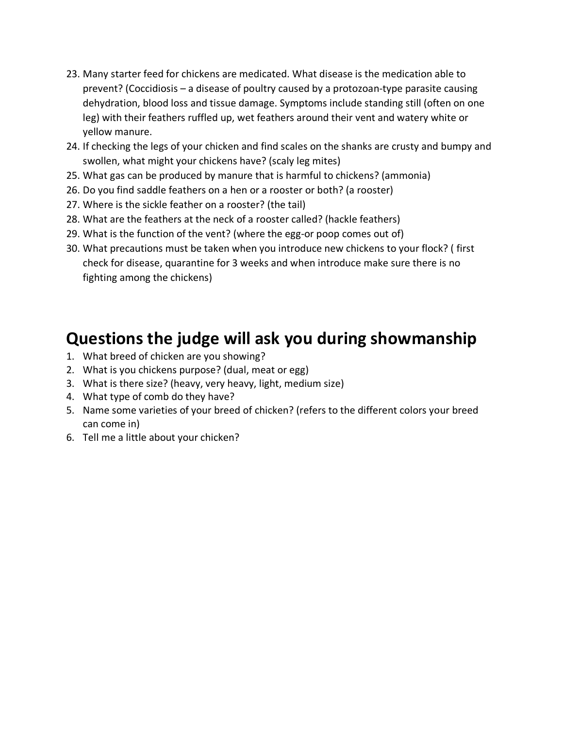23. Many starter feed for chickens are medicated. What disease is the medication able to prevent? (Coccidiosis – a disease of poultry caused by a protozoan-type parasite causing dehydration, blood loss and tissue damage. Symptoms include standing still (often on one leg) with their feathers ruffled up, wet feathers around their vent and watery white or yellow manure.
24. If checking the legs of your chicken and find scales on the shanks are crusty and bumpy and swollen, what might your chickens have? (scaly leg mites)
25. What gas can be produced by manure that is harmful to chickens? (ammonia)
26. Do you find saddle feathers on a hen or a rooster or both? (a rooster)
27. Where is the sickle feather on a rooster? (the tail)
28. What are the feathers at the neck of a rooster called? (hackle feathers)
29. What is the function of the vent? (where the egg-or poop comes out of)
30. What precautions must be taken when you introduce new chickens to your flock? ( first check for disease, quarantine for 3 weeks and when introduce make sure there is no fighting among the chickens)

## Questions the judge will ask you during showmanship

1. What breed of chicken are you showing?
2. What is you chickens purpose? (dual, meat or egg)
3. What is there size? (heavy, very heavy, light, medium size)
4. What type of comb do they have?
5. Name some varieties of your breed of chicken? (refers to the different colors your breed can come in)
6. Tell me a little about your chicken?